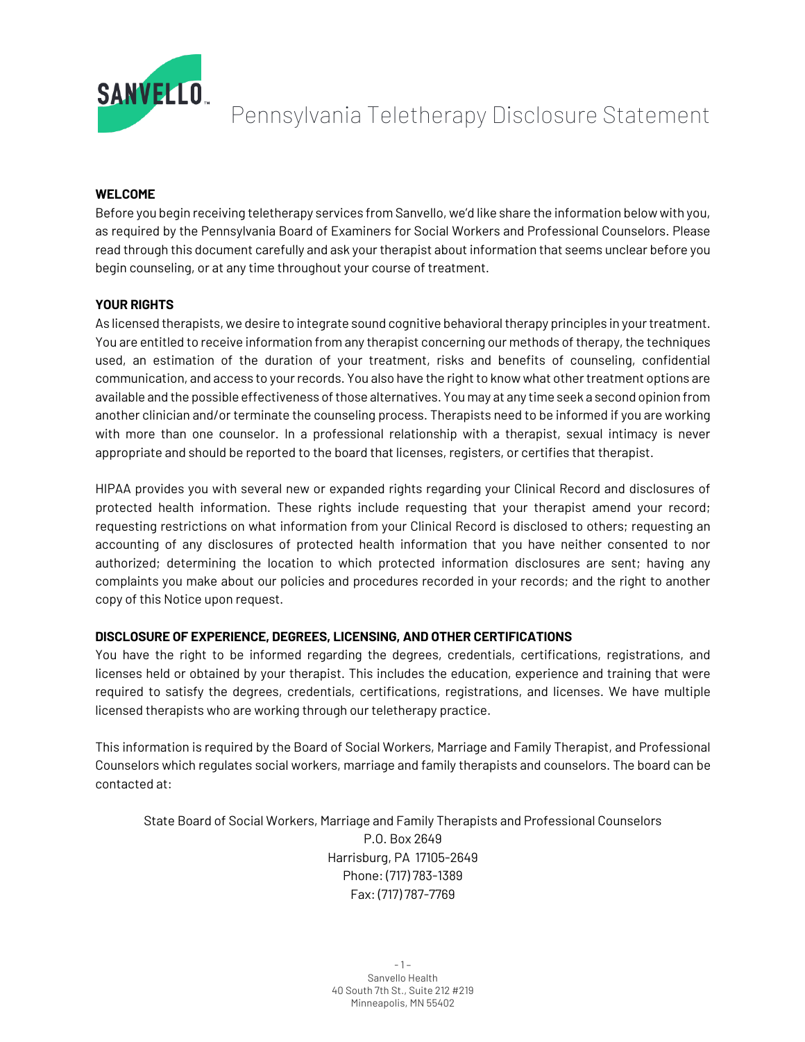# Pennsylvania Teletherapy Disclosure Statement

**WELCOME**

Before you begin receiving teletherapy services from Sanvello, we'd like share the information below with you, as required by the Pennsylvania Board of Examiners for Social Workers and Professional Counselors. Please read through this document carefully and ask your therapist about information that seems unclear before you begin counseling, or at any time throughout your course of treatment.

**YOUR RIGHTS**

As licensed therapists, we desire to integrate sound cognitive behavioral therapy principles in your treatment. You are entitled to receive information from any therapist concerning our methods of therapy, the techniques used, an estimation of the duration of your treatment, risks and benefits of counseling, confidential communication, and access to your records. You also have the right to know what other treatment options are available and the possible effectiveness of those alternatives. You may at any time seek a second opinion from another clinician and/or terminate the counseling process. Therapists need to be informed if you are working with more than one counselor. In a professional relationship with a therapist, sexual intimacy is never appropriate and should be reported to the board that licenses, registers, or certifies that therapist.

HIPAA provides you with several new or expanded rights regarding your Clinical Record and disclosures of protected health information. These rights include requesting that your therapist amend your record; requesting restrictions on what information from your Clinical Record is disclosed to others; requesting an accounting of any disclosures of protected health information that you have neither consented to nor authorized; determining the location to which protected information disclosures are sent; having any complaints you make about our policies and procedures recorded in your records; and the right to another copy of this Notice upon request.

**DISCLOSURE OF EXPERIENCE, DEGREES, LICENSING, AND OTHER CERTIFICATIONS**

You have the right to be informed regarding the degrees, credentials, certifications, registrations, and licenses held or obtained by your therapist. This includes the education, experience and training that were required to satisfy the degrees, credentials, certifications, registrations, and licenses. We have multiple licensed therapists who are working through our teletherapy practice.

This information is required by the Board of Social Workers, Marriage and Family Therapist, and Professional Counselors which regulates social workers, marriage and family therapists and counselors. The board can be contacted at:

State Board of Social Workers, Marriage and Family Therapists and Professional Counselors
P.O. Box 2649
Harrisburg, PA 17105-2649
Phone: (717) 783-1389
Fax: (717) 787-7769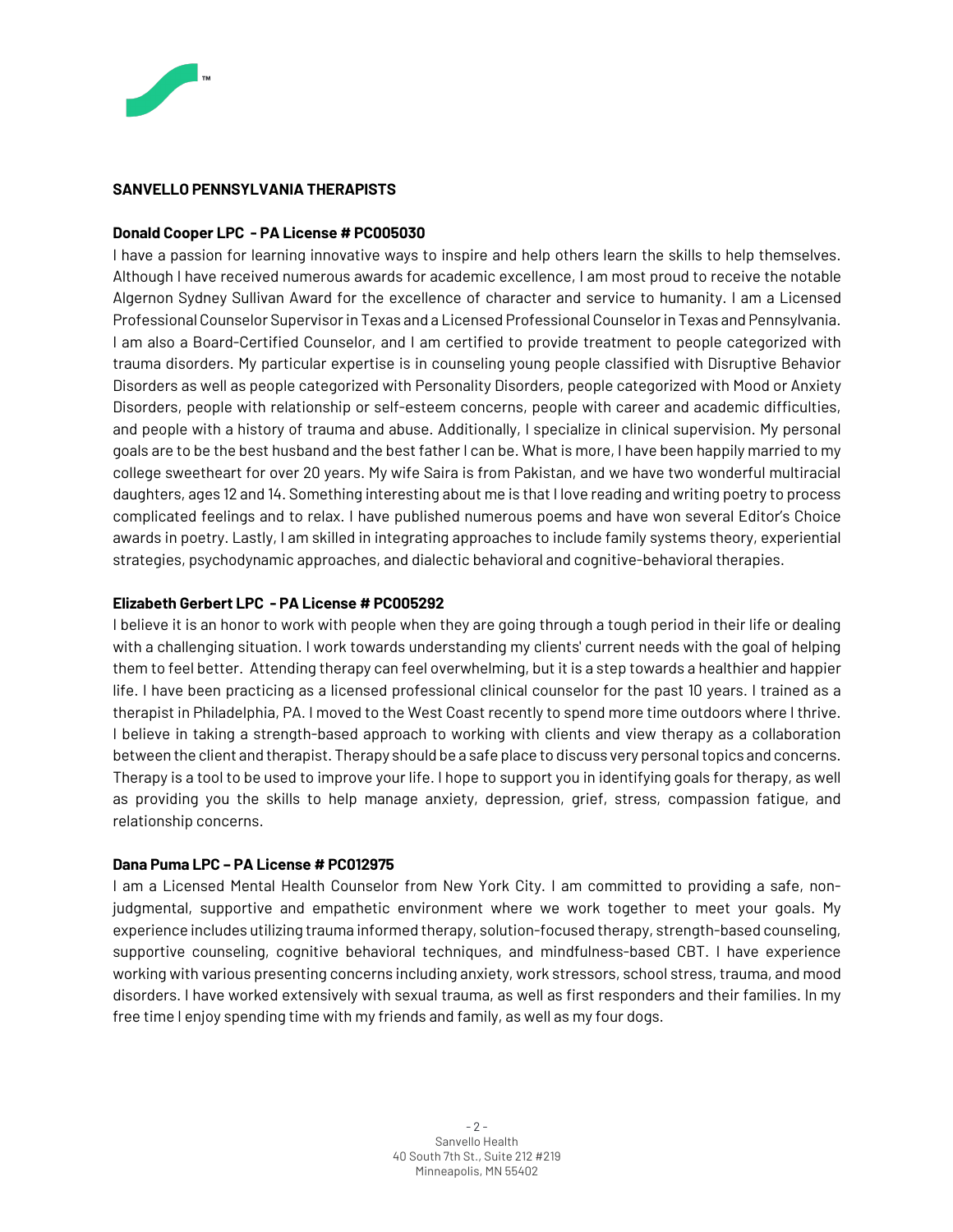**SANVELLO PENNSYLVANIA THERAPISTS**

**Donald Cooper LPC - PA License # PC005030**

I have a passion for learning innovative ways to inspire and help others learn the skills to help themselves. Although I have received numerous awards for academic excellence, I am most proud to receive the notable Algernon Sydney Sullivan Award for the excellence of character and service to humanity. I am a Licensed Professional Counselor Supervisor in Texas and a Licensed Professional Counselor in Texas and Pennsylvania. I am also a Board-Certified Counselor, and I am certified to provide treatment to people categorized with trauma disorders. My particular expertise is in counseling young people classified with Disruptive Behavior Disorders as well as people categorized with Personality Disorders, people categorized with Mood or Anxiety Disorders, people with relationship or self-esteem concerns, people with career and academic difficulties, and people with a history of trauma and abuse. Additionally, I specialize in clinical supervision. My personal goals are to be the best husband and the best father I can be. What is more, I have been happily married to my college sweetheart for over 20 years. My wife Saira is from Pakistan, and we have two wonderful multiracial daughters, ages 12 and 14. Something interesting about me is that I love reading and writing poetry to process complicated feelings and to relax. I have published numerous poems and have won several Editor's Choice awards in poetry. Lastly, I am skilled in integrating approaches to include family systems theory, experiential strategies, psychodynamic approaches, and dialectic behavioral and cognitive-behavioral therapies.

**Elizabeth Gerbert LPC - PA License # PC005292**

I believe it is an honor to work with people when they are going through a tough period in their life or dealing with a challenging situation. I work towards understanding my clients' current needs with the goal of helping them to feel better. Attending therapy can feel overwhelming, but it is a step towards a healthier and happier life. I have been practicing as a licensed professional clinical counselor for the past 10 years. I trained as a therapist in Philadelphia, PA. I moved to the West Coast recently to spend more time outdoors where I thrive. I believe in taking a strength-based approach to working with clients and view therapy as a collaboration between the client and therapist. Therapy should be a safe place to discuss very personal topics and concerns. Therapy is a tool to be used to improve your life. I hope to support you in identifying goals for therapy, as well as providing you the skills to help manage anxiety, depression, grief, stress, compassion fatigue, and relationship concerns.

**Dana Puma LPC – PA License # PC012975**

I am a Licensed Mental Health Counselor from New York City. I am committed to providing a safe, non-judgmental, supportive and empathetic environment where we work together to meet your goals. My experience includes utilizing trauma informed therapy, solution-focused therapy, strength-based counseling, supportive counseling, cognitive behavioral techniques, and mindfulness-based CBT. I have experience working with various presenting concerns including anxiety, work stressors, school stress, trauma, and mood disorders. I have worked extensively with sexual trauma, as well as first responders and their families. In my free time I enjoy spending time with my friends and family, as well as my four dogs.

Sanvello Health
40 South 7th St., Suite 212 #219
Minneapolis, MN 55402